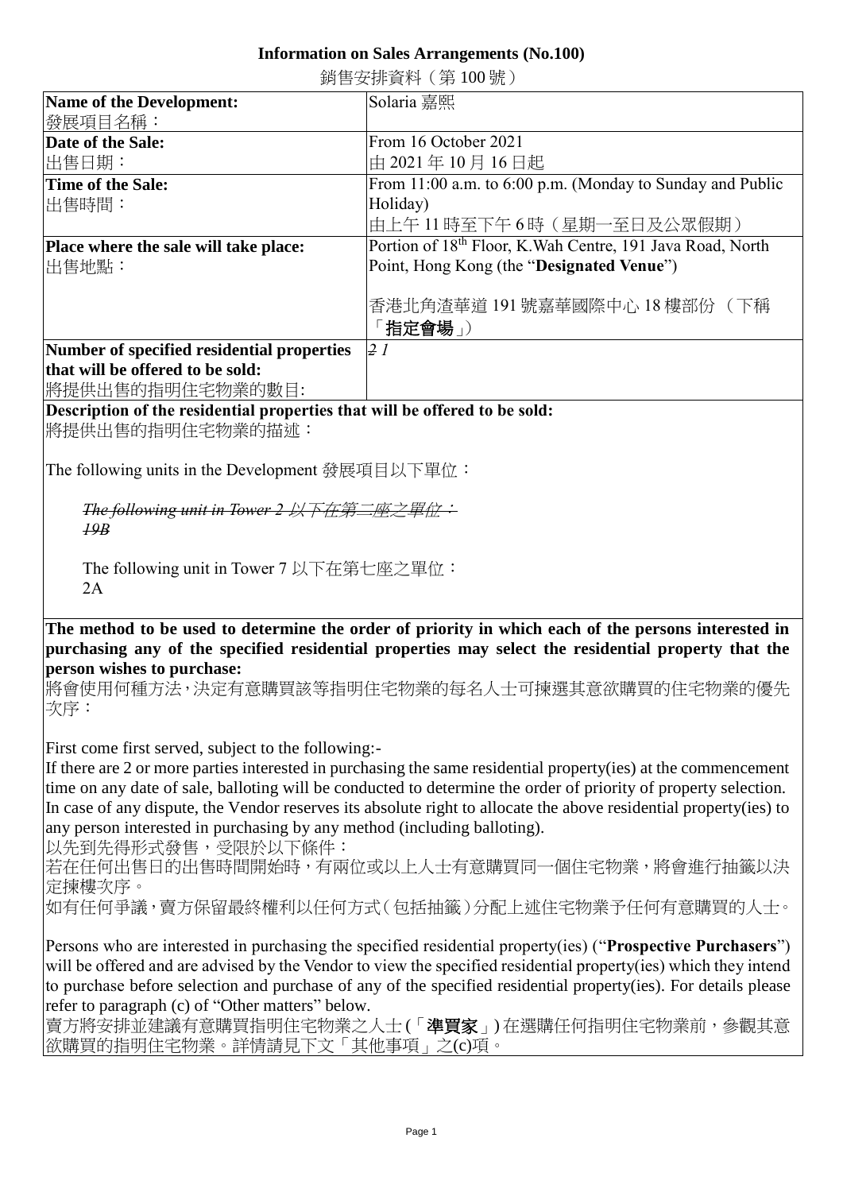# Information on Sales Arrangements (No.100)

銷售安排資料（第 100 號）

| Name of the Development:<br>發展項目名稱： | Solaria 嘉熙 |
|---|---|
| **Date of the Sale:**<br>出售日期： | From 16 October 2021<br>由 2021 年 10 月 16 日起 |
| **Time of the Sale:**<br>出售時間： | From 11:00 a.m. to 6:00 p.m. (Monday to Sunday and Public Holiday)<br>由上午 11 時至下午 6 時（星期一至日及公眾假期） |
| **Place where the sale will take place:**<br>出售地點： | Portion of 18th Floor, K.Wah Centre, 191 Java Road, North Point, Hong Kong (the "**Designated Venue**")<br><br>香港北角渣華道 191 號嘉華國際中心 18 樓部份 （下稱「**指定會場**」） |
| **Number of specified residential properties that will be offered to be sold:**<br>將提供出售的指明住宅物業的數目: | ~~2~~ *1* |

**Description of the residential properties that will be offered to be sold:**
將提供出售的指明住宅物業的描述：

The following units in the Development 發展項目以下單位：

~~*The following unit in Tower 2 以下在第二座之單位：*~~
~~*19B*~~

The following unit in Tower 7 以下在第七座之單位：
2A

**The method to be used to determine the order of priority in which each of the persons interested in purchasing any of the specified residential properties may select the residential property that the person wishes to purchase:**
將會使用何種方法，決定有意購買該等指明住宅物業的每名人士可揀選其意欲購買的住宅物業的優先次序：

First come first served, subject to the following:-
If there are 2 or more parties interested in purchasing the same residential property(ies) at the commencement time on any date of sale, balloting will be conducted to determine the order of priority of property selection. In case of any dispute, the Vendor reserves its absolute right to allocate the above residential property(ies) to any person interested in purchasing by any method (including balloting).
以先到先得形式發售，受限於以下條件：
若在任何出售日的出售時間開始時，有兩位或以上人士有意購買同一個住宅物業，將會進行抽籤以決定揀樓次序。
如有任何爭議，賣方保留最終權利以任何方式（包括抽籤）分配上述住宅物業予任何有意購買的人士。

Persons who are interested in purchasing the specified residential property(ies) ("**Prospective Purchasers**") will be offered and are advised by the Vendor to view the specified residential property(ies) which they intend to purchase before selection and purchase of any of the specified residential property(ies). For details please refer to paragraph (c) of "Other matters" below.
賣方將安排並建議有意購買指明住宅物業之人士 (「**準買家**」) 在選購任何指明住宅物業前，參觀其意欲購買的指明住宅物業。詳情請見下文「其他事項」之(c)項。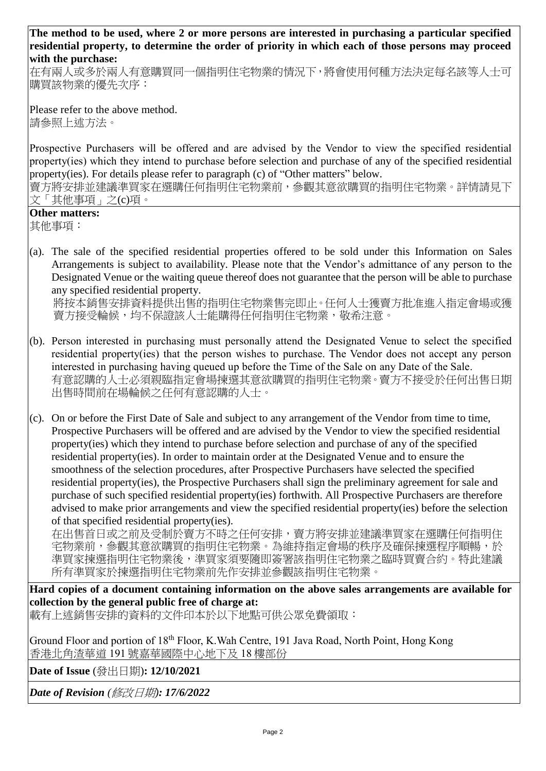**The method to be used, where 2 or more persons are interested in purchasing a particular specified residential property, to determine the order of priority in which each of those persons may proceed with the purchase:**
在有兩人或多於兩人有意購買同一個指明住宅物業的情況下，將會使用何種方法決定每名該等人士可購買該物業的優先次序：

Please refer to the above method.
請參照上述方法。

Prospective Purchasers will be offered and are advised by the Vendor to view the specified residential property(ies) which they intend to purchase before selection and purchase of any of the specified residential property(ies). For details please refer to paragraph (c) of "Other matters" below.
賣方將安排並建議準買家在選購任何指明住宅物業前，參觀其意欲購買的指明住宅物業。詳情請見下文「其他事項」之(c)項。

**Other matters:**
其他事項：

(a). The sale of the specified residential properties offered to be sold under this Information on Sales Arrangements is subject to availability. Please note that the Vendor's admittance of any person to the Designated Venue or the waiting queue thereof does not guarantee that the person will be able to purchase any specified residential property.
將按本銷售安排資料提供出售的指明住宅物業售完即止。任何人士獲賣方批准進入指定會場或獲賣方接受輪候，均不保證該人士能購得任何指明住宅物業，敬希注意。

(b). Person interested in purchasing must personally attend the Designated Venue to select the specified residential property(ies) that the person wishes to purchase. The Vendor does not accept any person interested in purchasing having queued up before the Time of the Sale on any Date of the Sale.
有意認購的人士必須親臨指定會場揀選其意欲購買的指明住宅物業。賣方不接受於任何出售日期出售時間前在場輪候之任何有意認購的人士。

(c). On or before the First Date of Sale and subject to any arrangement of the Vendor from time to time, Prospective Purchasers will be offered and are advised by the Vendor to view the specified residential property(ies) which they intend to purchase before selection and purchase of any of the specified residential property(ies). In order to maintain order at the Designated Venue and to ensure the smoothness of the selection procedures, after Prospective Purchasers have selected the specified residential property(ies), the Prospective Purchasers shall sign the preliminary agreement for sale and purchase of such specified residential property(ies) forthwith. All Prospective Purchasers are therefore advised to make prior arrangements and view the specified residential property(ies) before the selection of that specified residential property(ies).
在出售首日或之前及受制於賣方不時之任何安排，賣方將安排並建議準買家在選購任何指明住宅物業前，參觀其意欲購買的指明住宅物業。為維持指定會場的秩序及確保揀選程序順暢，於準買家揀選指明住宅物業後，準買家須要隨即簽署該指明住宅物業之臨時買賣合約。特此建議所有準買家於揀選指明住宅物業前先作安排並參觀該指明住宅物業。

**Hard copies of a document containing information on the above sales arrangements are available for collection by the general public free of charge at:**
載有上述銷售安排的資料的文件印本於以下地點可供公眾免費領取：

Ground Floor and portion of 18th Floor, K.Wah Centre, 191 Java Road, North Point, Hong Kong
香港北角渣華道 191 號嘉華國際中心地下及 18 樓部份

**Date of Issue** (發出日期)**: 12/10/2021**

***Date of Revision*** *(修改日期)****: 17/6/2022***